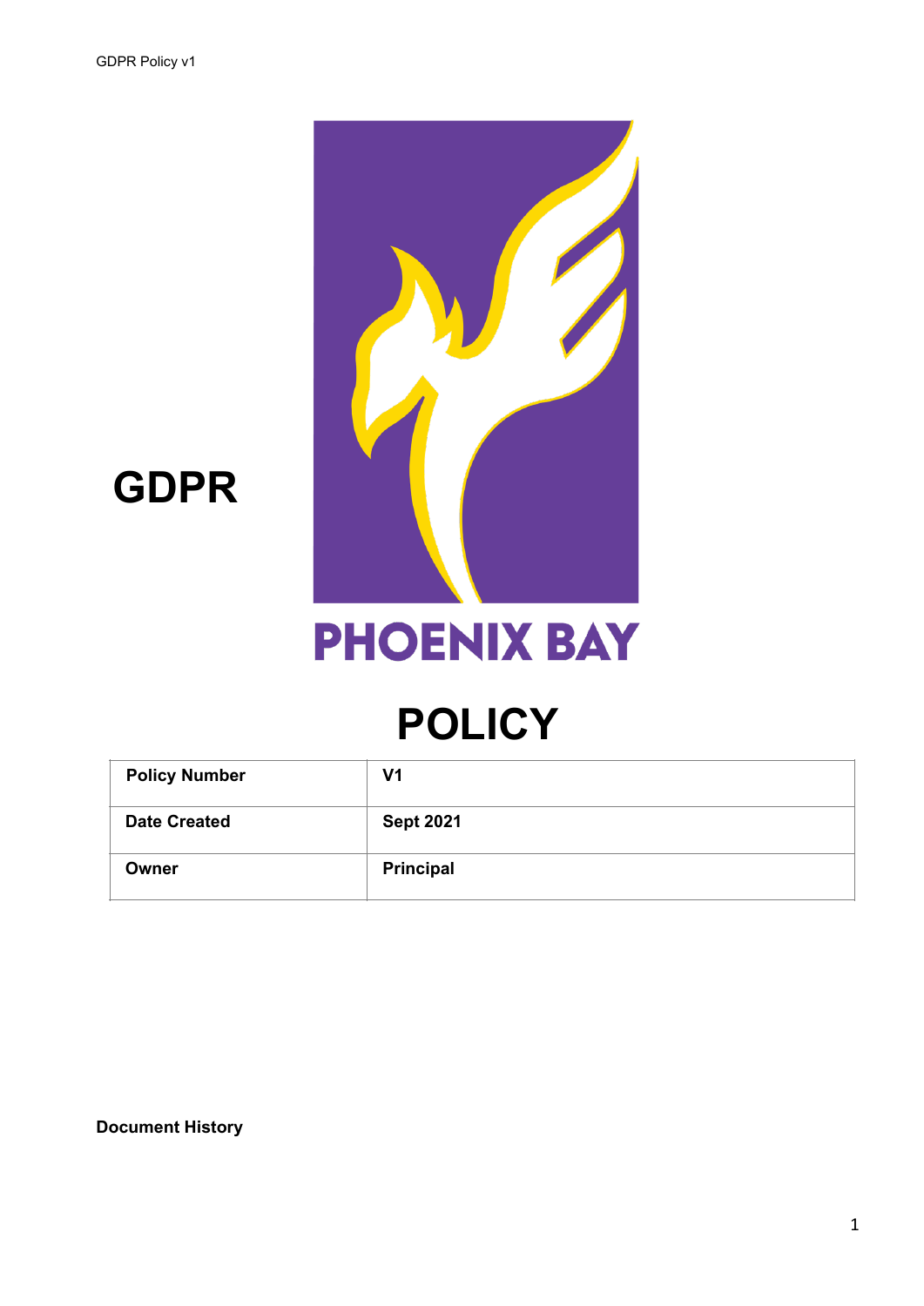# GDPR

PHOENIX BAY

# POLICY

| Policy Number | V1 |
|---|---|
| Date Created | Sept 2021 |
| Owner | Principal |

**Document History**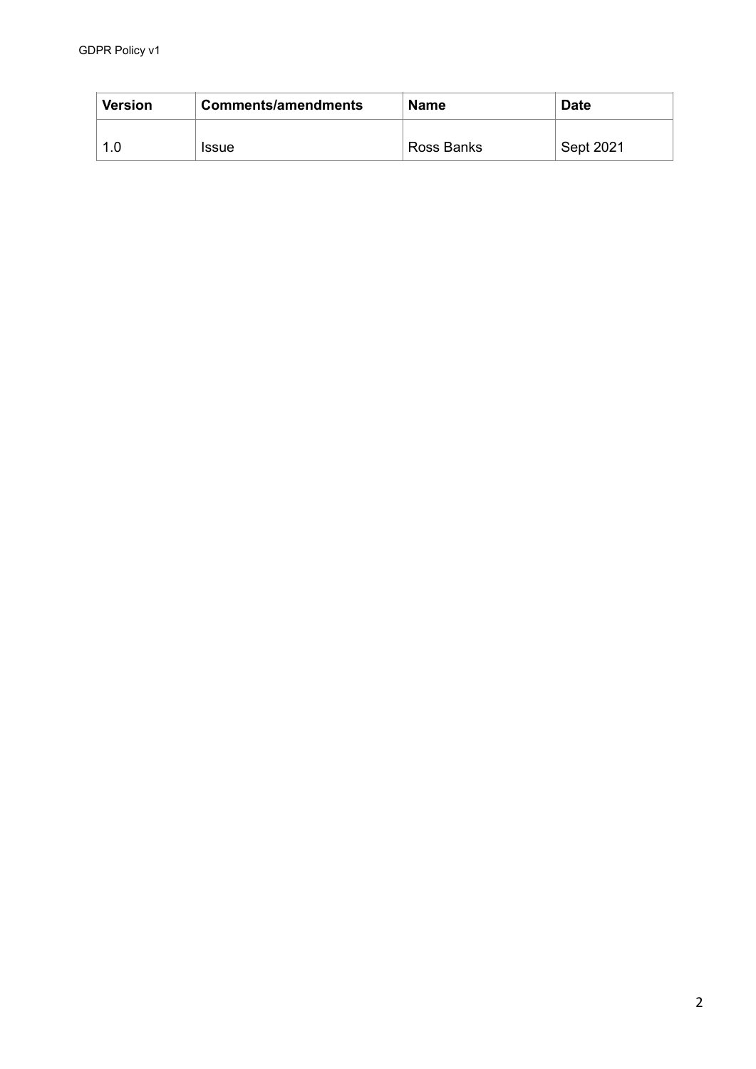| Version | Comments/amendments | Name | Date |
| --- | --- | --- | --- |
| 1.0 | Issue | Ross Banks | Sept 2021 |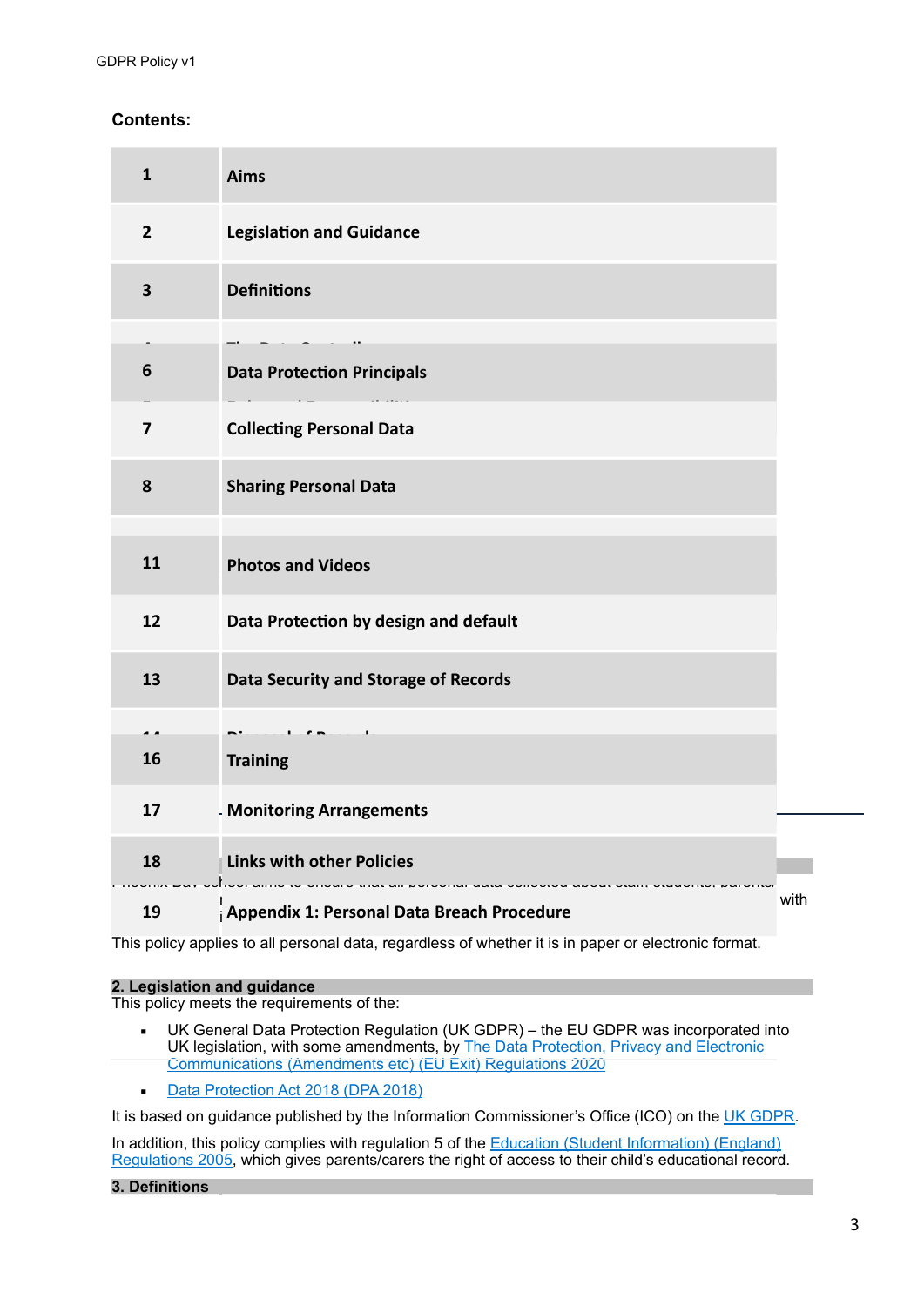**Contents:**

| | |
|---|---|
| 1 | Aims |
| 2 | Legislation and Guidance |
| 3 | Definitions |
| 6 | Data Protection Principals |
| 7 | Collecting Personal Data |
| 8 | Sharing Personal Data |
| 11 | Photos and Videos |
| 12 | Data Protection by design and default |
| 13 | Data Security and Storage of Records |
| 16 | Training |
| 17 | Monitoring Arrangements |
| 18 | Links with other Policies |
| 19 | Appendix 1: Personal Data Breach Procedure |

This policy applies to all personal data, regardless of whether it is in paper or electronic format.

## 2. Legislation and guidance

This policy meets the requirements of the:

- UK General Data Protection Regulation (UK GDPR) – the EU GDPR was incorporated into UK legislation, with some amendments, by The Data Protection, Privacy and Electronic Communications (Amendments etc) (EU Exit) Regulations 2020
- Data Protection Act 2018 (DPA 2018)

It is based on guidance published by the Information Commissioner's Office (ICO) on the UK GDPR.

In addition, this policy complies with regulation 5 of the Education (Student Information) (England) Regulations 2005, which gives parents/carers the right of access to their child's educational record.

## 3. Definitions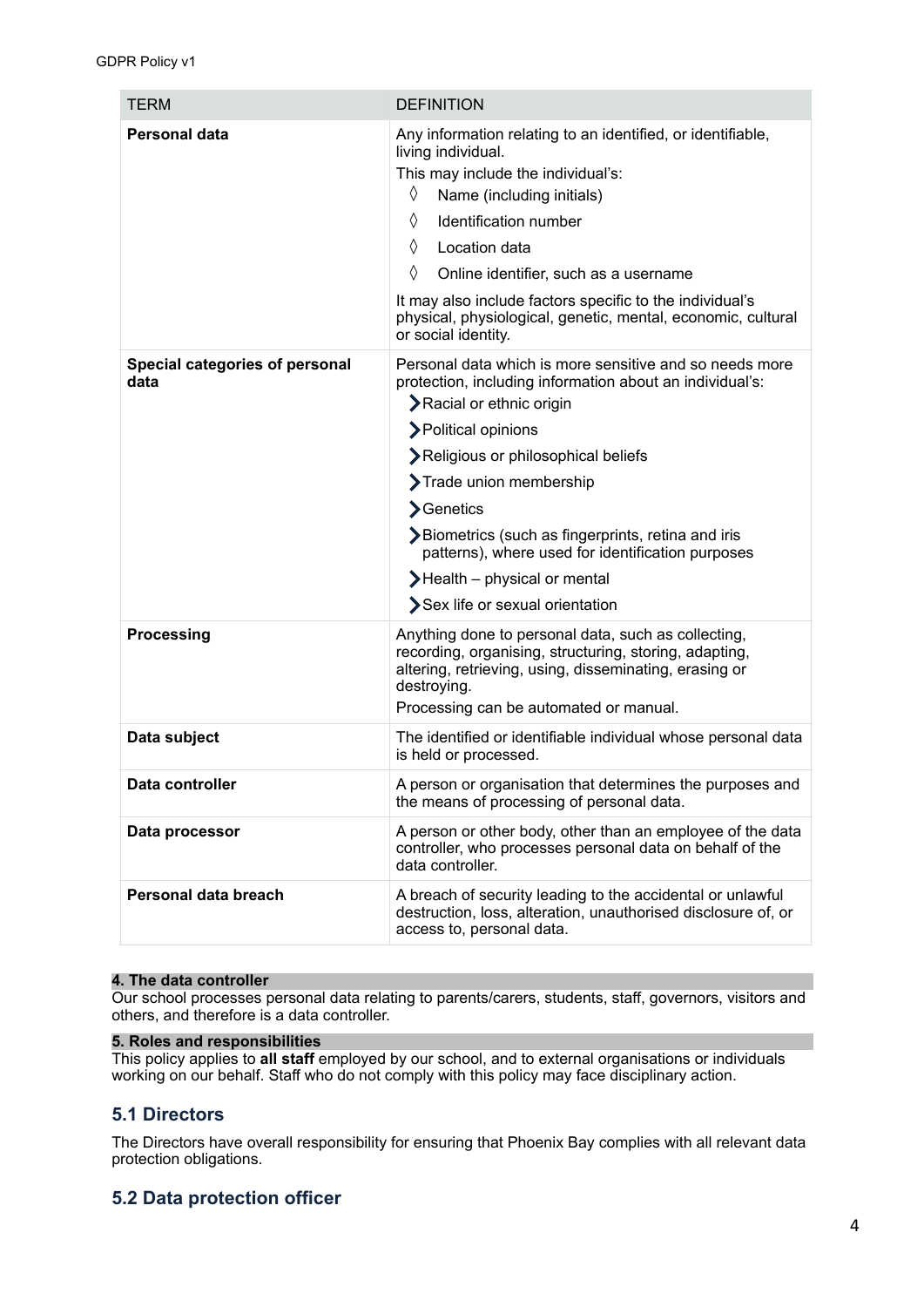| TERM | DEFINITION |
|---|---|
| **Personal data** | Any information relating to an identified, or identifiable, living individual.<br>This may include the individual's:<br>◊ Name (including initials)<br>◊ Identification number<br>◊ Location data<br>◊ Online identifier, such as a username<br>It may also include factors specific to the individual's physical, physiological, genetic, mental, economic, cultural or social identity. |
| **Special categories of personal data** | Personal data which is more sensitive and so needs more protection, including information about an individual's:<br>› Racial or ethnic origin<br>› Political opinions<br>› Religious or philosophical beliefs<br>› Trade union membership<br>› Genetics<br>› Biometrics (such as fingerprints, retina and iris patterns), where used for identification purposes<br>› Health – physical or mental<br>› Sex life or sexual orientation |
| **Processing** | Anything done to personal data, such as collecting, recording, organising, structuring, storing, adapting, altering, retrieving, using, disseminating, erasing or destroying.<br>Processing can be automated or manual. |
| **Data subject** | The identified or identifiable individual whose personal data is held or processed. |
| **Data controller** | A person or organisation that determines the purposes and the means of processing of personal data. |
| **Data processor** | A person or other body, other than an employee of the data controller, who processes personal data on behalf of the data controller. |
| **Personal data breach** | A breach of security leading to the accidental or unlawful destruction, loss, alteration, unauthorised disclosure of, or access to, personal data. |

**4. The data controller**

Our school processes personal data relating to parents/carers, students, staff, governors, visitors and others, and therefore is a data controller.

**5. Roles and responsibilities**

This policy applies to **all staff** employed by our school, and to external organisations or individuals working on our behalf. Staff who do not comply with this policy may face disciplinary action.

## 5.1 Directors

The Directors have overall responsibility for ensuring that Phoenix Bay complies with all relevant data protection obligations.

## 5.2 Data protection officer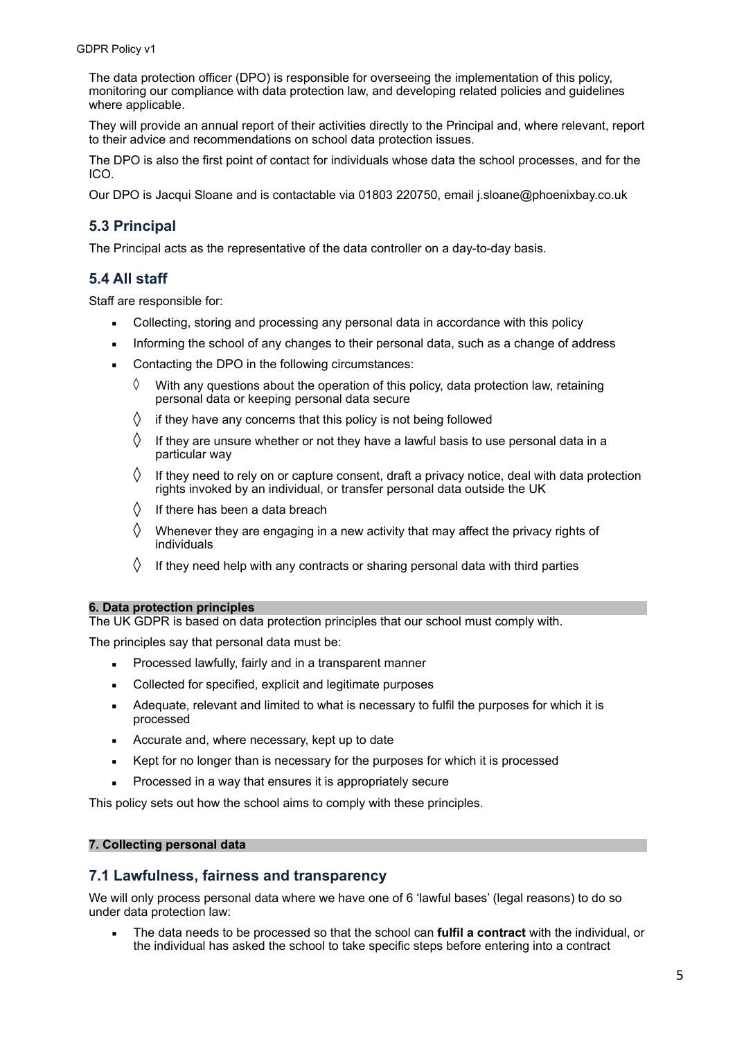The data protection officer (DPO) is responsible for overseeing the implementation of this policy, monitoring our compliance with data protection law, and developing related policies and guidelines where applicable.

They will provide an annual report of their activities directly to the Principal and, where relevant, report to their advice and recommendations on school data protection issues.

The DPO is also the first point of contact for individuals whose data the school processes, and for the ICO.

Our DPO is Jacqui Sloane and is contactable via 01803 220750, email j.sloane@phoenixbay.co.uk

## 5.3 Principal

The Principal acts as the representative of the data controller on a day-to-day basis.

## 5.4 All staff

Staff are responsible for:

- Collecting, storing and processing any personal data in accordance with this policy
- Informing the school of any changes to their personal data, such as a change of address
- Contacting the DPO in the following circumstances:
  - With any questions about the operation of this policy, data protection law, retaining personal data or keeping personal data secure
  - if they have any concerns that this policy is not being followed
  - If they are unsure whether or not they have a lawful basis to use personal data in a particular way
  - If they need to rely on or capture consent, draft a privacy notice, deal with data protection rights invoked by an individual, or transfer personal data outside the UK
  - If there has been a data breach
  - Whenever they are engaging in a new activity that may affect the privacy rights of individuals
  - If they need help with any contracts or sharing personal data with third parties

# 6. Data protection principles

The UK GDPR is based on data protection principles that our school must comply with.

The principles say that personal data must be:

- Processed lawfully, fairly and in a transparent manner
- Collected for specified, explicit and legitimate purposes
- Adequate, relevant and limited to what is necessary to fulfil the purposes for which it is processed
- Accurate and, where necessary, kept up to date
- Kept for no longer than is necessary for the purposes for which it is processed
- Processed in a way that ensures it is appropriately secure

This policy sets out how the school aims to comply with these principles.

# 7. Collecting personal data

## 7.1 Lawfulness, fairness and transparency

We will only process personal data where we have one of 6 'lawful bases' (legal reasons) to do so under data protection law:

- The data needs to be processed so that the school can **fulfil a contract** with the individual, or the individual has asked the school to take specific steps before entering into a contract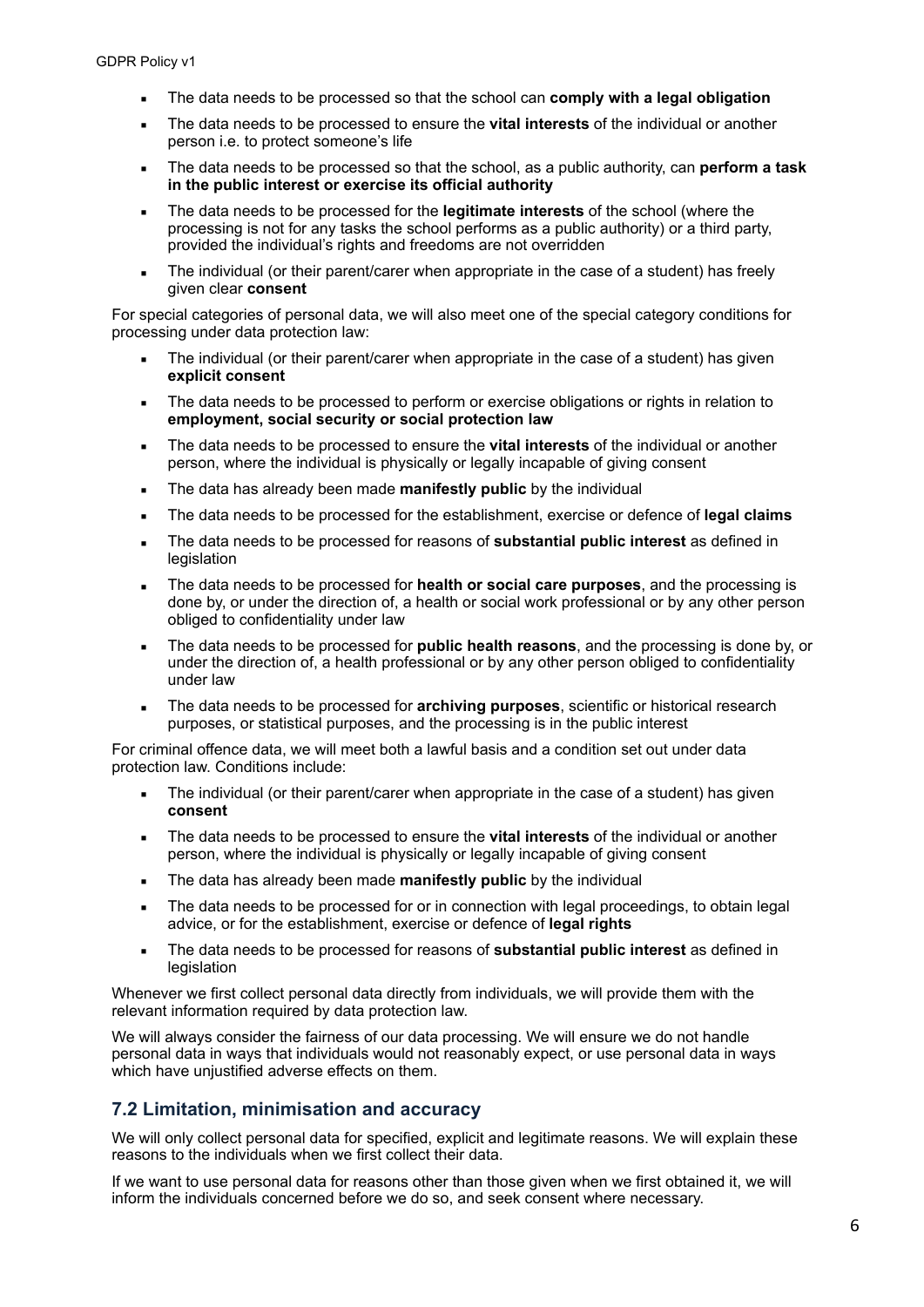- The data needs to be processed so that the school can **comply with a legal obligation**
- The data needs to be processed to ensure the **vital interests** of the individual or another person i.e. to protect someone's life
- The data needs to be processed so that the school, as a public authority, can **perform a task in the public interest or exercise its official authority**
- The data needs to be processed for the **legitimate interests** of the school (where the processing is not for any tasks the school performs as a public authority) or a third party, provided the individual's rights and freedoms are not overridden
- The individual (or their parent/carer when appropriate in the case of a student) has freely given clear **consent**

For special categories of personal data, we will also meet one of the special category conditions for processing under data protection law:

- The individual (or their parent/carer when appropriate in the case of a student) has given **explicit consent**
- The data needs to be processed to perform or exercise obligations or rights in relation to **employment, social security or social protection law**
- The data needs to be processed to ensure the **vital interests** of the individual or another person, where the individual is physically or legally incapable of giving consent
- The data has already been made **manifestly public** by the individual
- The data needs to be processed for the establishment, exercise or defence of **legal claims**
- The data needs to be processed for reasons of **substantial public interest** as defined in legislation
- The data needs to be processed for **health or social care purposes**, and the processing is done by, or under the direction of, a health or social work professional or by any other person obliged to confidentiality under law
- The data needs to be processed for **public health reasons**, and the processing is done by, or under the direction of, a health professional or by any other person obliged to confidentiality under law
- The data needs to be processed for **archiving purposes**, scientific or historical research purposes, or statistical purposes, and the processing is in the public interest

For criminal offence data, we will meet both a lawful basis and a condition set out under data protection law. Conditions include:

- The individual (or their parent/carer when appropriate in the case of a student) has given **consent**
- The data needs to be processed to ensure the **vital interests** of the individual or another person, where the individual is physically or legally incapable of giving consent
- The data has already been made **manifestly public** by the individual
- The data needs to be processed for or in connection with legal proceedings, to obtain legal advice, or for the establishment, exercise or defence of **legal rights**
- The data needs to be processed for reasons of **substantial public interest** as defined in legislation

Whenever we first collect personal data directly from individuals, we will provide them with the relevant information required by data protection law.

We will always consider the fairness of our data processing. We will ensure we do not handle personal data in ways that individuals would not reasonably expect, or use personal data in ways which have unjustified adverse effects on them.

## 7.2 Limitation, minimisation and accuracy

We will only collect personal data for specified, explicit and legitimate reasons. We will explain these reasons to the individuals when we first collect their data.

If we want to use personal data for reasons other than those given when we first obtained it, we will inform the individuals concerned before we do so, and seek consent where necessary.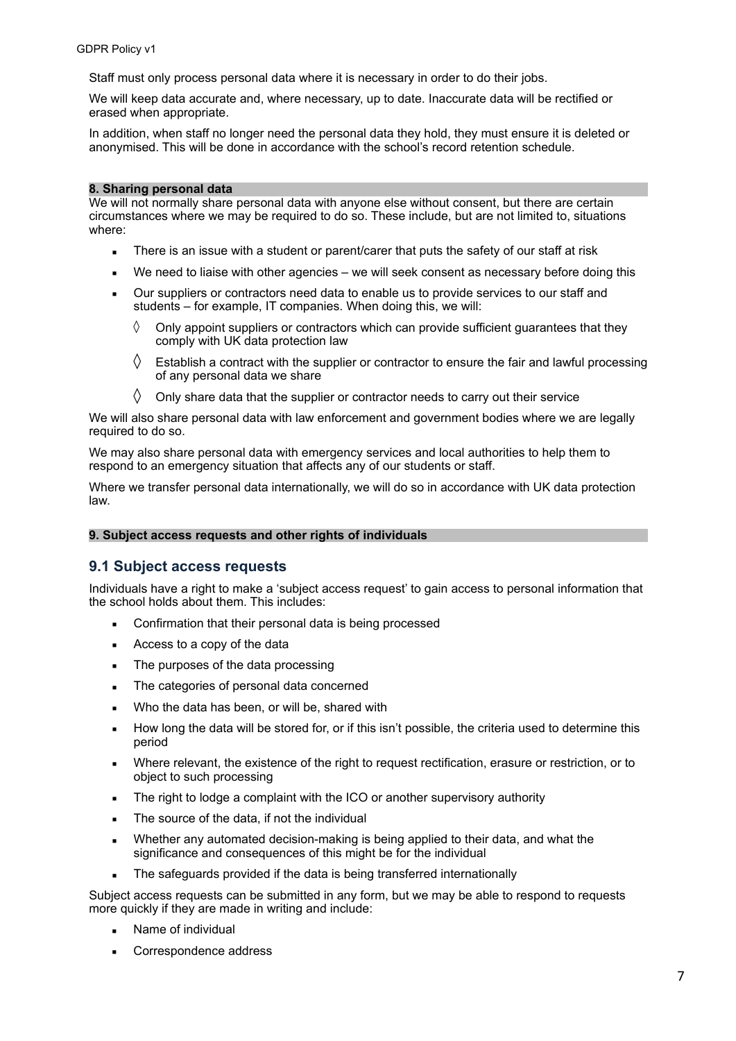Staff must only process personal data where it is necessary in order to do their jobs.

We will keep data accurate and, where necessary, up to date. Inaccurate data will be rectified or erased when appropriate.

In addition, when staff no longer need the personal data they hold, they must ensure it is deleted or anonymised. This will be done in accordance with the school's record retention schedule.

## 8. Sharing personal data

We will not normally share personal data with anyone else without consent, but there are certain circumstances where we may be required to do so. These include, but are not limited to, situations where:

- There is an issue with a student or parent/carer that puts the safety of our staff at risk
- We need to liaise with other agencies – we will seek consent as necessary before doing this
- Our suppliers or contractors need data to enable us to provide services to our staff and students – for example, IT companies. When doing this, we will:
  - Only appoint suppliers or contractors which can provide sufficient guarantees that they comply with UK data protection law
  - Establish a contract with the supplier or contractor to ensure the fair and lawful processing of any personal data we share
  - Only share data that the supplier or contractor needs to carry out their service

We will also share personal data with law enforcement and government bodies where we are legally required to do so.

We may also share personal data with emergency services and local authorities to help them to respond to an emergency situation that affects any of our students or staff.

Where we transfer personal data internationally, we will do so in accordance with UK data protection law.

## 9. Subject access requests and other rights of individuals

### 9.1 Subject access requests

Individuals have a right to make a 'subject access request' to gain access to personal information that the school holds about them. This includes:

- Confirmation that their personal data is being processed
- Access to a copy of the data
- The purposes of the data processing
- The categories of personal data concerned
- Who the data has been, or will be, shared with
- How long the data will be stored for, or if this isn't possible, the criteria used to determine this period
- Where relevant, the existence of the right to request rectification, erasure or restriction, or to object to such processing
- The right to lodge a complaint with the ICO or another supervisory authority
- The source of the data, if not the individual
- Whether any automated decision-making is being applied to their data, and what the significance and consequences of this might be for the individual
- The safeguards provided if the data is being transferred internationally

Subject access requests can be submitted in any form, but we may be able to respond to requests more quickly if they are made in writing and include:

- Name of individual
- Correspondence address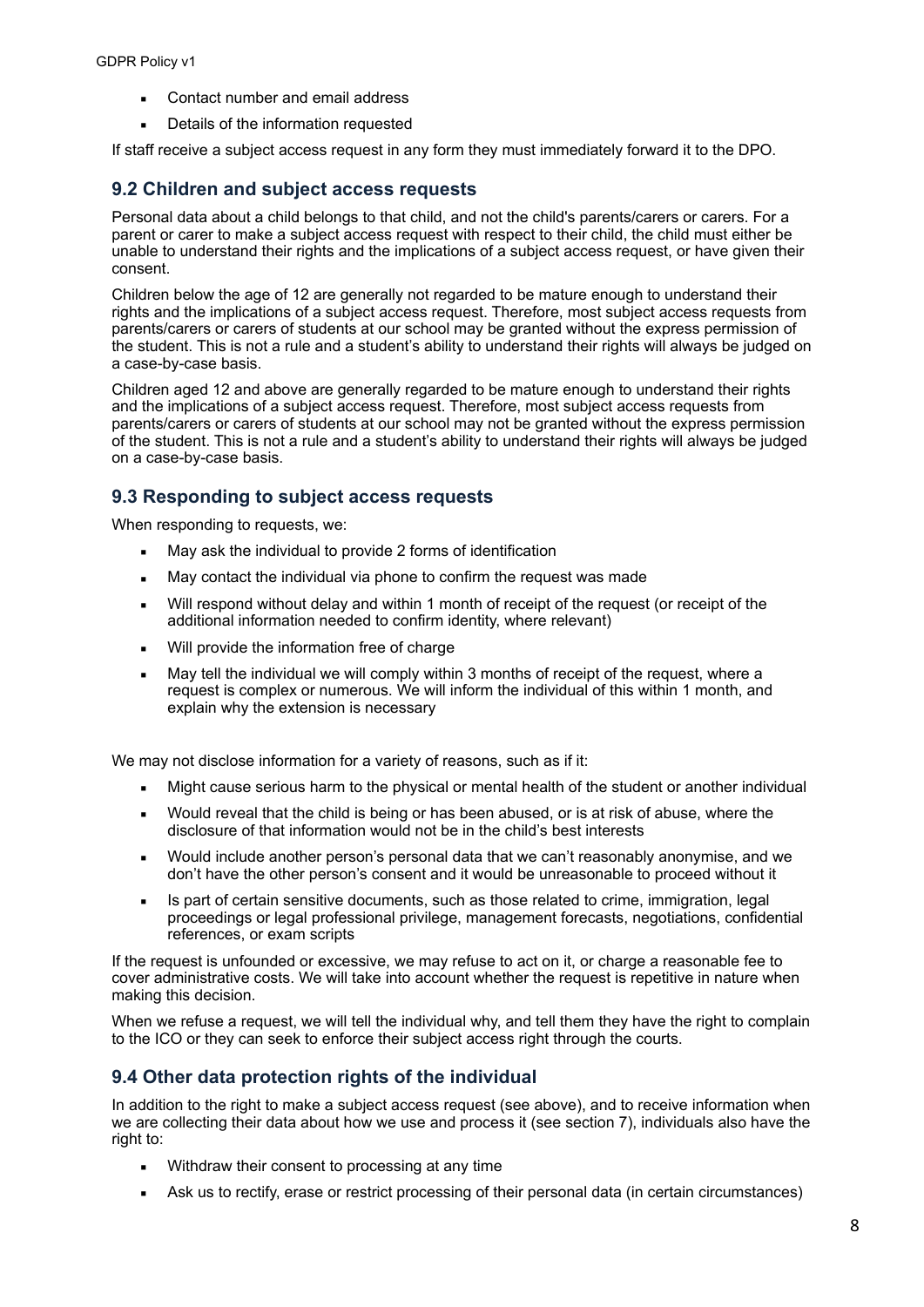- Contact number and email address
- Details of the information requested

If staff receive a subject access request in any form they must immediately forward it to the DPO.

### 9.2 Children and subject access requests

Personal data about a child belongs to that child, and not the child's parents/carers or carers. For a parent or carer to make a subject access request with respect to their child, the child must either be unable to understand their rights and the implications of a subject access request, or have given their consent.

Children below the age of 12 are generally not regarded to be mature enough to understand their rights and the implications of a subject access request. Therefore, most subject access requests from parents/carers or carers of students at our school may be granted without the express permission of the student. This is not a rule and a student's ability to understand their rights will always be judged on a case-by-case basis.

Children aged 12 and above are generally regarded to be mature enough to understand their rights and the implications of a subject access request. Therefore, most subject access requests from parents/carers or carers of students at our school may not be granted without the express permission of the student. This is not a rule and a student's ability to understand their rights will always be judged on a case-by-case basis.

### 9.3 Responding to subject access requests

When responding to requests, we:

- May ask the individual to provide 2 forms of identification
- May contact the individual via phone to confirm the request was made
- Will respond without delay and within 1 month of receipt of the request (or receipt of the additional information needed to confirm identity, where relevant)
- Will provide the information free of charge
- May tell the individual we will comply within 3 months of receipt of the request, where a request is complex or numerous. We will inform the individual of this within 1 month, and explain why the extension is necessary

We may not disclose information for a variety of reasons, such as if it:

- Might cause serious harm to the physical or mental health of the student or another individual
- Would reveal that the child is being or has been abused, or is at risk of abuse, where the disclosure of that information would not be in the child's best interests
- Would include another person's personal data that we can't reasonably anonymise, and we don't have the other person's consent and it would be unreasonable to proceed without it
- Is part of certain sensitive documents, such as those related to crime, immigration, legal proceedings or legal professional privilege, management forecasts, negotiations, confidential references, or exam scripts

If the request is unfounded or excessive, we may refuse to act on it, or charge a reasonable fee to cover administrative costs. We will take into account whether the request is repetitive in nature when making this decision.

When we refuse a request, we will tell the individual why, and tell them they have the right to complain to the ICO or they can seek to enforce their subject access right through the courts.

### 9.4 Other data protection rights of the individual

In addition to the right to make a subject access request (see above), and to receive information when we are collecting their data about how we use and process it (see section 7), individuals also have the right to:

- Withdraw their consent to processing at any time
- Ask us to rectify, erase or restrict processing of their personal data (in certain circumstances)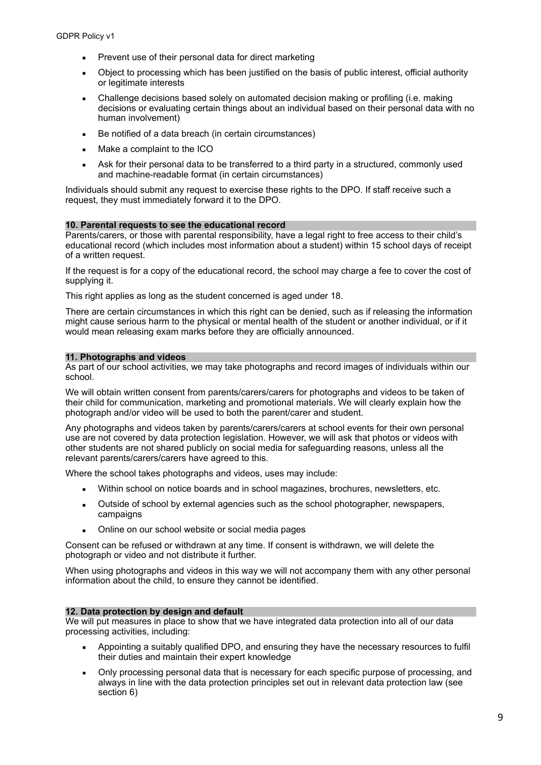- Prevent use of their personal data for direct marketing
- Object to processing which has been justified on the basis of public interest, official authority or legitimate interests
- Challenge decisions based solely on automated decision making or profiling (i.e. making decisions or evaluating certain things about an individual based on their personal data with no human involvement)
- Be notified of a data breach (in certain circumstances)
- Make a complaint to the ICO
- Ask for their personal data to be transferred to a third party in a structured, commonly used and machine-readable format (in certain circumstances)

Individuals should submit any request to exercise these rights to the DPO. If staff receive such a request, they must immediately forward it to the DPO.

## 10. Parental requests to see the educational record

Parents/carers, or those with parental responsibility, have a legal right to free access to their child's educational record (which includes most information about a student) within 15 school days of receipt of a written request.

If the request is for a copy of the educational record, the school may charge a fee to cover the cost of supplying it.

This right applies as long as the student concerned is aged under 18.

There are certain circumstances in which this right can be denied, such as if releasing the information might cause serious harm to the physical or mental health of the student or another individual, or if it would mean releasing exam marks before they are officially announced.

## 11. Photographs and videos

As part of our school activities, we may take photographs and record images of individuals within our school.

We will obtain written consent from parents/carers/carers for photographs and videos to be taken of their child for communication, marketing and promotional materials. We will clearly explain how the photograph and/or video will be used to both the parent/carer and student.

Any photographs and videos taken by parents/carers/carers at school events for their own personal use are not covered by data protection legislation. However, we will ask that photos or videos with other students are not shared publicly on social media for safeguarding reasons, unless all the relevant parents/carers/carers have agreed to this.

Where the school takes photographs and videos, uses may include:

- Within school on notice boards and in school magazines, brochures, newsletters, etc.
- Outside of school by external agencies such as the school photographer, newspapers, campaigns
- Online on our school website or social media pages

Consent can be refused or withdrawn at any time. If consent is withdrawn, we will delete the photograph or video and not distribute it further.

When using photographs and videos in this way we will not accompany them with any other personal information about the child, to ensure they cannot be identified.

## 12. Data protection by design and default

We will put measures in place to show that we have integrated data protection into all of our data processing activities, including:

- Appointing a suitably qualified DPO, and ensuring they have the necessary resources to fulfil their duties and maintain their expert knowledge
- Only processing personal data that is necessary for each specific purpose of processing, and always in line with the data protection principles set out in relevant data protection law (see section 6)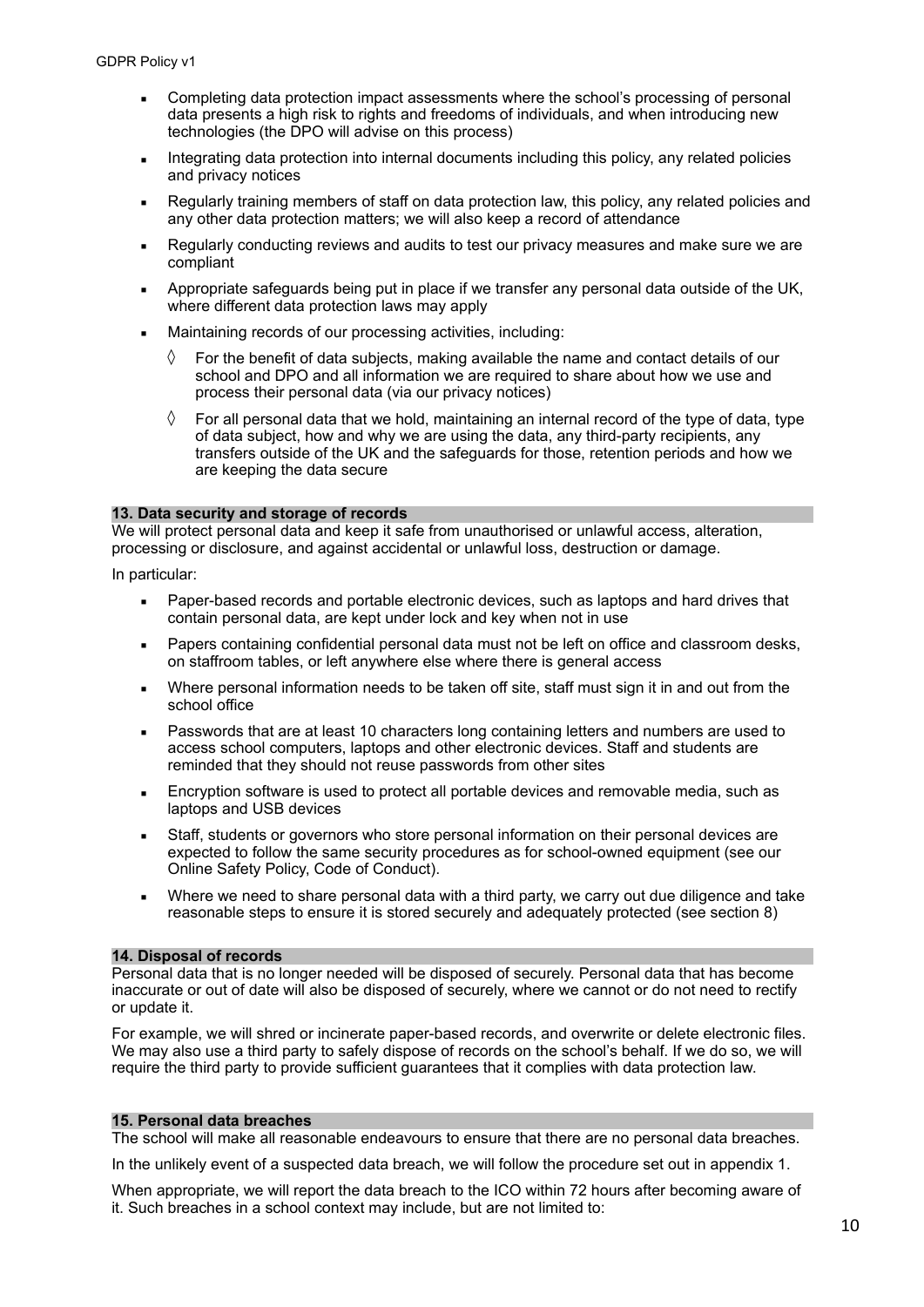- Completing data protection impact assessments where the school's processing of personal data presents a high risk to rights and freedoms of individuals, and when introducing new technologies (the DPO will advise on this process)
- Integrating data protection into internal documents including this policy, any related policies and privacy notices
- Regularly training members of staff on data protection law, this policy, any related policies and any other data protection matters; we will also keep a record of attendance
- Regularly conducting reviews and audits to test our privacy measures and make sure we are compliant
- Appropriate safeguards being put in place if we transfer any personal data outside of the UK, where different data protection laws may apply
- Maintaining records of our processing activities, including:
  - For the benefit of data subjects, making available the name and contact details of our school and DPO and all information we are required to share about how we use and process their personal data (via our privacy notices)
  - For all personal data that we hold, maintaining an internal record of the type of data, type of data subject, how and why we are using the data, any third-party recipients, any transfers outside of the UK and the safeguards for those, retention periods and how we are keeping the data secure

## 13. Data security and storage of records

We will protect personal data and keep it safe from unauthorised or unlawful access, alteration, processing or disclosure, and against accidental or unlawful loss, destruction or damage.

In particular:

- Paper-based records and portable electronic devices, such as laptops and hard drives that contain personal data, are kept under lock and key when not in use
- Papers containing confidential personal data must not be left on office and classroom desks, on staffroom tables, or left anywhere else where there is general access
- Where personal information needs to be taken off site, staff must sign it in and out from the school office
- Passwords that are at least 10 characters long containing letters and numbers are used to access school computers, laptops and other electronic devices. Staff and students are reminded that they should not reuse passwords from other sites
- Encryption software is used to protect all portable devices and removable media, such as laptops and USB devices
- Staff, students or governors who store personal information on their personal devices are expected to follow the same security procedures as for school-owned equipment (see our Online Safety Policy, Code of Conduct).
- Where we need to share personal data with a third party, we carry out due diligence and take reasonable steps to ensure it is stored securely and adequately protected (see section 8)

## 14. Disposal of records

Personal data that is no longer needed will be disposed of securely. Personal data that has become inaccurate or out of date will also be disposed of securely, where we cannot or do not need to rectify or update it.

For example, we will shred or incinerate paper-based records, and overwrite or delete electronic files. We may also use a third party to safely dispose of records on the school's behalf. If we do so, we will require the third party to provide sufficient guarantees that it complies with data protection law.

## 15. Personal data breaches

The school will make all reasonable endeavours to ensure that there are no personal data breaches.

In the unlikely event of a suspected data breach, we will follow the procedure set out in appendix 1.

When appropriate, we will report the data breach to the ICO within 72 hours after becoming aware of it. Such breaches in a school context may include, but are not limited to: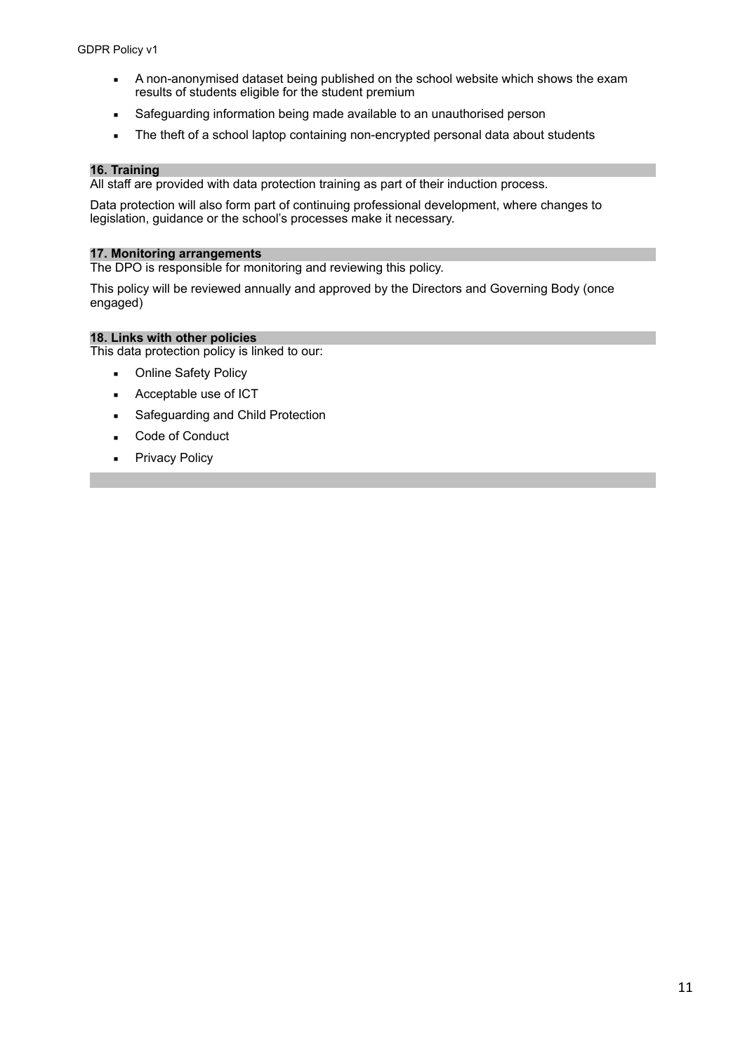- A non-anonymised dataset being published on the school website which shows the exam results of students eligible for the student premium
- Safeguarding information being made available to an unauthorised person
- The theft of a school laptop containing non-encrypted personal data about students

## 16. Training

All staff are provided with data protection training as part of their induction process.

Data protection will also form part of continuing professional development, where changes to legislation, guidance or the school's processes make it necessary.

## 17. Monitoring arrangements

The DPO is responsible for monitoring and reviewing this policy.

This policy will be reviewed annually and approved by the Directors and Governing Body (once engaged)

## 18. Links with other policies

This data protection policy is linked to our:

- Online Safety Policy
- Acceptable use of ICT
- Safeguarding and Child Protection
- Code of Conduct
- Privacy Policy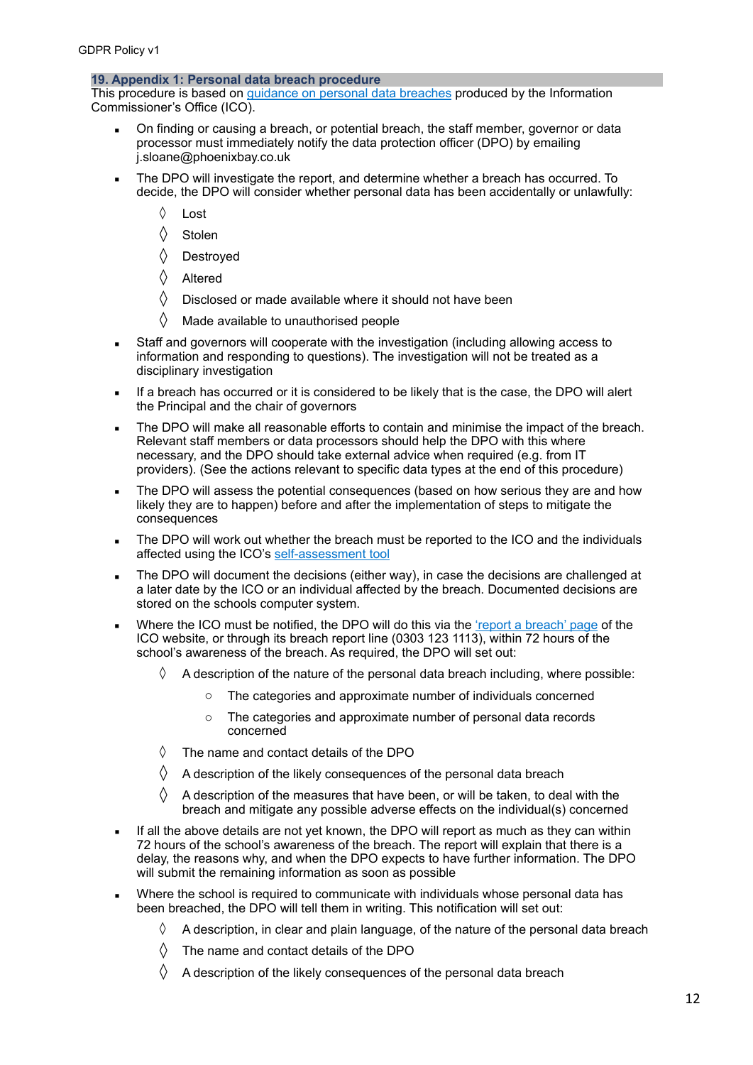## 19. Appendix 1: Personal data breach procedure

This procedure is based on guidance on personal data breaches produced by the Information Commissioner's Office (ICO).

- On finding or causing a breach, or potential breach, the staff member, governor or data processor must immediately notify the data protection officer (DPO) by emailing j.sloane@phoenixbay.co.uk
- The DPO will investigate the report, and determine whether a breach has occurred. To decide, the DPO will consider whether personal data has been accidentally or unlawfully:
    - Lost
    - Stolen
    - Destroyed
    - Altered
    - Disclosed or made available where it should not have been
    - Made available to unauthorised people
- Staff and governors will cooperate with the investigation (including allowing access to information and responding to questions). The investigation will not be treated as a disciplinary investigation
- If a breach has occurred or it is considered to be likely that is the case, the DPO will alert the Principal and the chair of governors
- The DPO will make all reasonable efforts to contain and minimise the impact of the breach. Relevant staff members or data processors should help the DPO with this where necessary, and the DPO should take external advice when required (e.g. from IT providers). (See the actions relevant to specific data types at the end of this procedure)
- The DPO will assess the potential consequences (based on how serious they are and how likely they are to happen) before and after the implementation of steps to mitigate the consequences
- The DPO will work out whether the breach must be reported to the ICO and the individuals affected using the ICO's self-assessment tool
- The DPO will document the decisions (either way), in case the decisions are challenged at a later date by the ICO or an individual affected by the breach. Documented decisions are stored on the schools computer system.
- Where the ICO must be notified, the DPO will do this via the 'report a breach' page of the ICO website, or through its breach report line (0303 123 1113), within 72 hours of the school's awareness of the breach. As required, the DPO will set out:
    - A description of the nature of the personal data breach including, where possible:
        - The categories and approximate number of individuals concerned
        - The categories and approximate number of personal data records concerned
    - The name and contact details of the DPO
    - A description of the likely consequences of the personal data breach
    - A description of the measures that have been, or will be taken, to deal with the breach and mitigate any possible adverse effects on the individual(s) concerned
- If all the above details are not yet known, the DPO will report as much as they can within 72 hours of the school's awareness of the breach. The report will explain that there is a delay, the reasons why, and when the DPO expects to have further information. The DPO will submit the remaining information as soon as possible
- Where the school is required to communicate with individuals whose personal data has been breached, the DPO will tell them in writing. This notification will set out:
    - A description, in clear and plain language, of the nature of the personal data breach
    - The name and contact details of the DPO
    - A description of the likely consequences of the personal data breach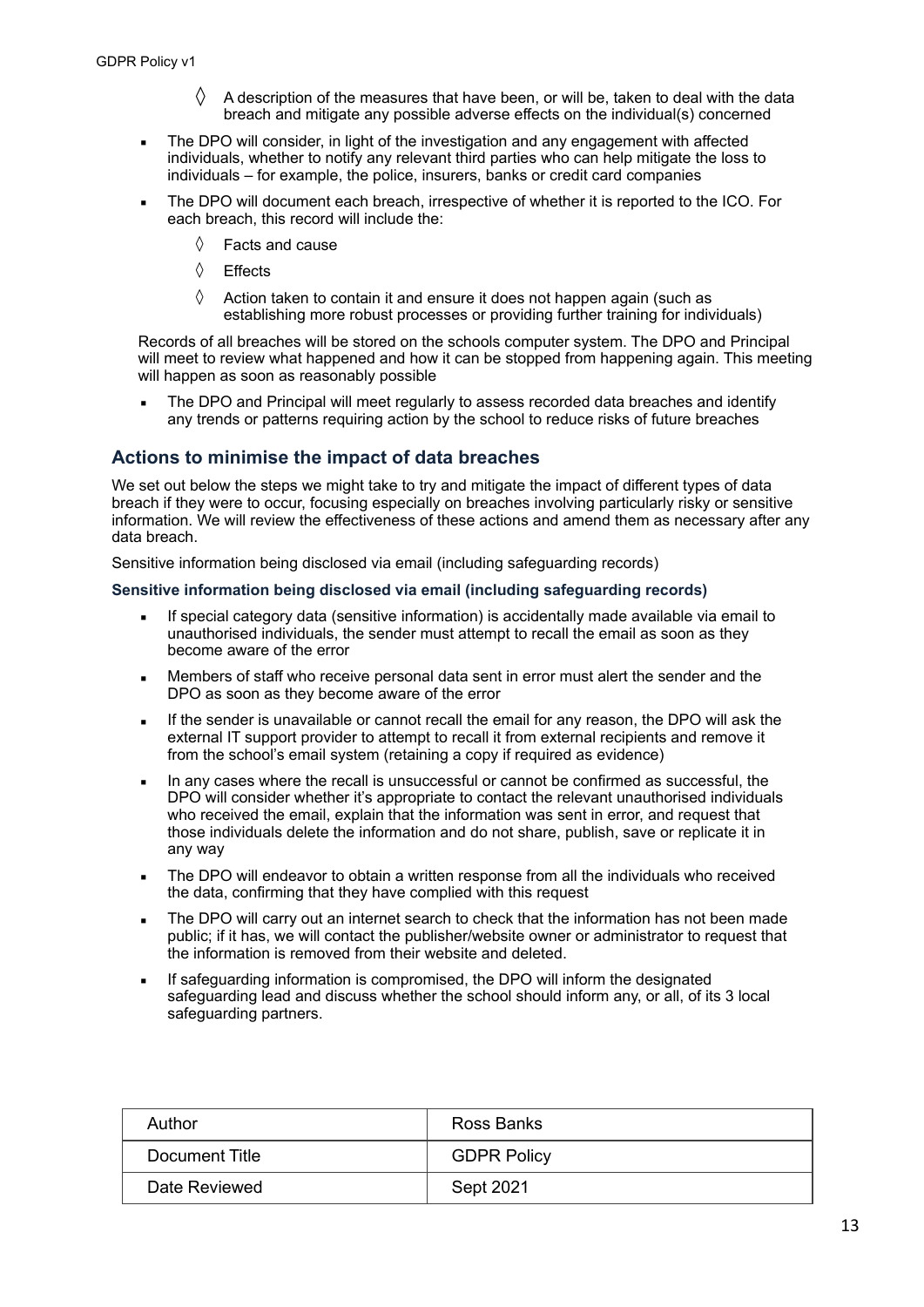- ◊ A description of the measures that have been, or will be, taken to deal with the data breach and mitigate any possible adverse effects on the individual(s) concerned

- The DPO will consider, in light of the investigation and any engagement with affected individuals, whether to notify any relevant third parties who can help mitigate the loss to individuals – for example, the police, irresurers, banks or credit card companies
- The DPO will document each breach, irrespective of whether it is reported to the ICO. For each breach, this record will include the:
  - ◊ Facts and cause
  - ◊ Effects
  - ◊ Action taken to contain it and ensure it does not happen again (such as establishing more robust processes or providing further training for individuals)

Records of all breaches will be stored on the schools computer system. The DPO and Principal will meet to review what happened and how it can be stopped from happening again. This meeting will happen as soon as reasonably possible

- The DPO and Principal will meet regularly to assess recorded data breaches and identify any trends or patterns requiring action by the school to reduce risks of future breaches

## Actions to minimise the impact of data breaches

We set out below the steps we might take to try and mitigate the impact of different types of data breach if they were to occur, focusing especially on breaches involving particularly risky or sensitive information. We will review the effectiveness of these actions and amend them as necessary after any data breach.

Sensitive information being disclosed via email (including safeguarding records)

### Sensitive information being disclosed via email (including safeguarding records)

- If special category data (sensitive information) is accidentally made available via email to unauthorised individuals, the sender must attempt to recall the email as soon as they become aware of the error
- Members of staff who receive personal data sent in error must alert the sender and the DPO as soon as they become aware of the error
- If the sender is unavailable or cannot recall the email for any reason, the DPO will ask the external IT support provider to attempt to recall it from external recipients and remove it from the school's email system (retaining a copy if required as evidence)
- In any cases where the recall is unsuccessful or cannot be confirmed as successful, the DPO will consider whether it's appropriate to contact the relevant unauthorised individuals who received the email, explain that the information was sent in error, and request that those individuals delete the information and do not share, publish, save or replicate it in any way
- The DPO will endeavor to obtain a written response from all the individuals who received the data, confirming that they have complied with this request
- The DPO will carry out an internet search to check that the information has not been made public; if it has, we will contact the publisher/website owner or administrator to request that the information is removed from their website and deleted.
- If safeguarding information is compromised, the DPO will inform the designated safeguarding lead and discuss whether the school should inform any, or all, of its 3 local safeguarding partners.

| Author | Ross Banks |
|---|---|
| Document Title | GDPR Policy |
| Date Reviewed | Sept 2021 |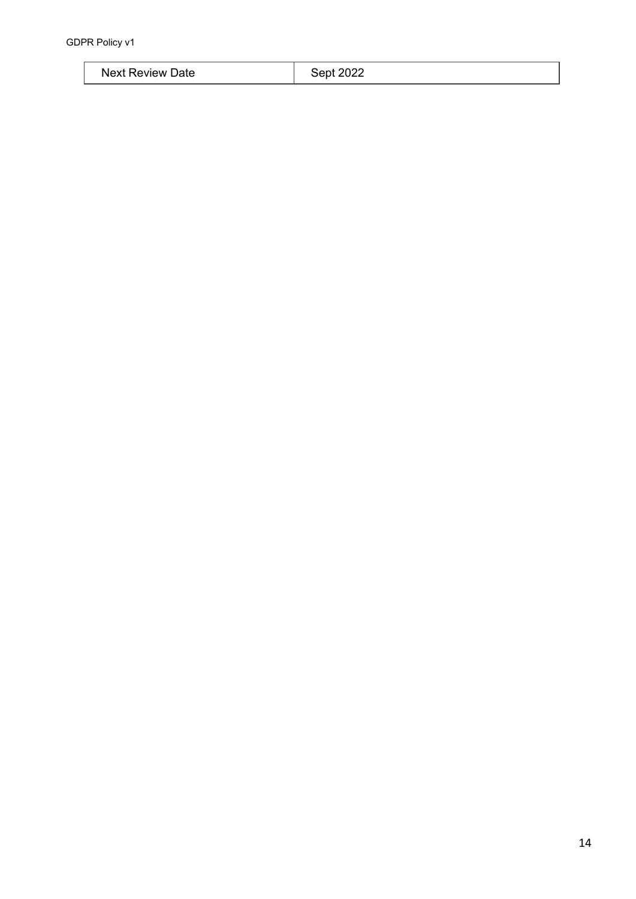| | |
|---|---|
| Next Review Date | Sept 2022 |